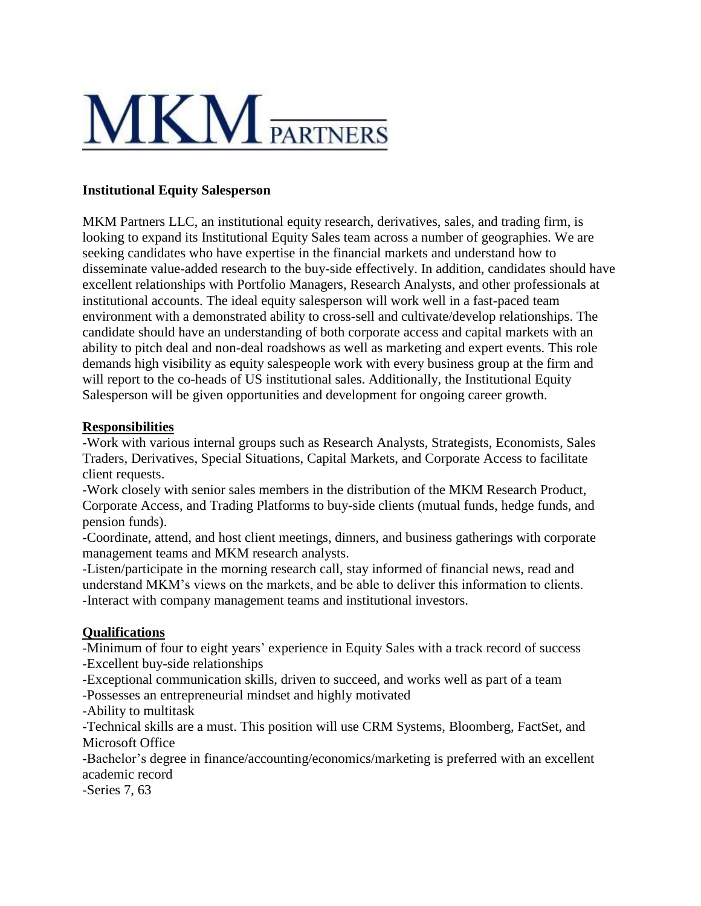# MKM PARTNERS

## Institutional Equity Salesperson

MKM Partners LLC, an institutional equity research, derivatives, sales, and trading firm, is looking to expand its Institutional Equity Sales team across a number of geographies. We are seeking candidates who have expertise in the financial markets and understand how to disseminate value-added research to the buy-side effectively. In addition, candidates should have excellent relationships with Portfolio Managers, Research Analysts, and other professionals at institutional accounts. The ideal equity salesperson will work well in a fast-paced team environment with a demonstrated ability to cross-sell and cultivate/develop relationships. The candidate should have an understanding of both corporate access and capital markets with an ability to pitch deal and non-deal roadshows as well as marketing and expert events. This role demands high visibility as equity salespeople work with every business group at the firm and will report to the co-heads of US institutional sales. Additionally, the Institutional Equity Salesperson will be given opportunities and development for ongoing career growth.

### Responsibilities

- Work with various internal groups such as Research Analysts, Strategists, Economists, Sales Traders, Derivatives, Special Situations, Capital Markets, and Corporate Access to facilitate client requests.
- Work closely with senior sales members in the distribution of the MKM Research Product, Corporate Access, and Trading Platforms to buy-side clients (mutual funds, hedge funds, and pension funds).
- Coordinate, attend, and host client meetings, dinners, and business gatherings with corporate management teams and MKM research analysts.
- Listen/participate in the morning research call, stay informed of financial news, read and understand MKM's views on the markets, and be able to deliver this information to clients.
- Interact with company management teams and institutional investors.

### Qualifications

- Minimum of four to eight years' experience in Equity Sales with a track record of success
- Excellent buy-side relationships
- Exceptional communication skills, driven to succeed, and works well as part of a team
- Possesses an entrepreneurial mindset and highly motivated
- Ability to multitask
- Technical skills are a must. This position will use CRM Systems, Bloomberg, FactSet, and Microsoft Office
- Bachelor's degree in finance/accounting/economics/marketing is preferred with an excellent academic record
- Series 7, 63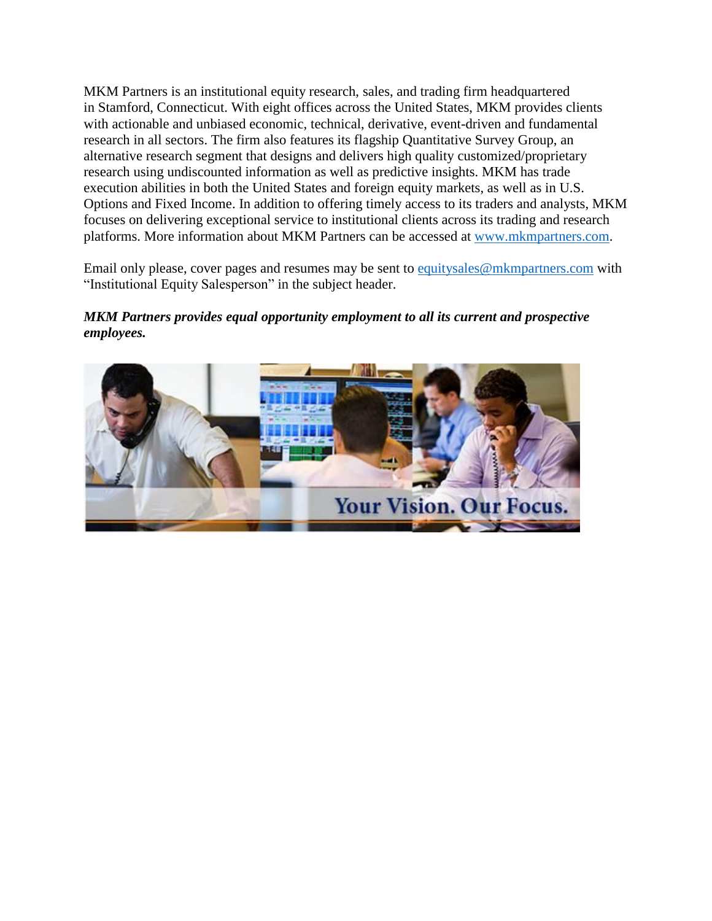MKM Partners is an institutional equity research, sales, and trading firm headquartered in Stamford, Connecticut. With eight offices across the United States, MKM provides clients with actionable and unbiased economic, technical, derivative, event-driven and fundamental research in all sectors. The firm also features its flagship Quantitative Survey Group, an alternative research segment that designs and delivers high quality customized/proprietary research using undiscounted information as well as predictive insights. MKM has trade execution abilities in both the United States and foreign equity markets, as well as in U.S. Options and Fixed Income. In addition to offering timely access to its traders and analysts, MKM focuses on delivering exceptional service to institutional clients across its trading and research platforms. More information about MKM Partners can be accessed at www.mkmpartners.com.

Email only please, cover pages and resumes may be sent to equitysales@mkmpartners.com with "Institutional Equity Salesperson" in the subject header.

***MKM Partners provides equal opportunity employment to all its current and prospective employees.***